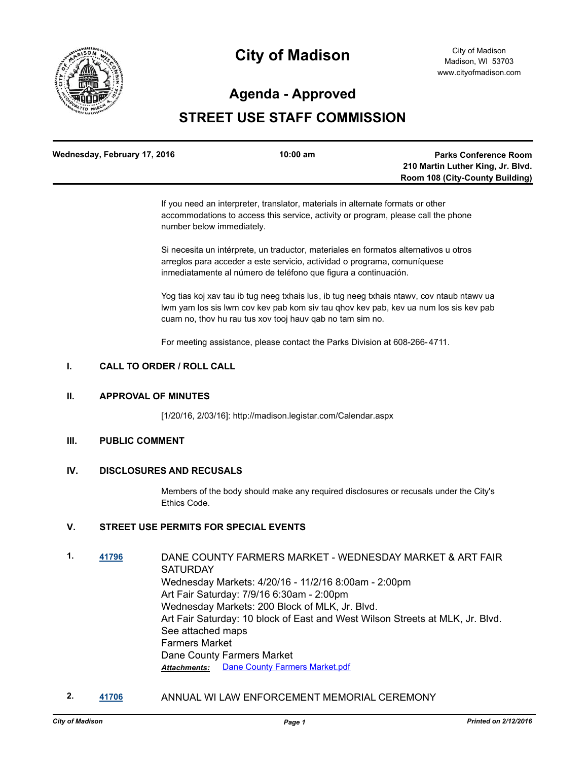# City of Madison

City of Madison
Madison, WI 53703
www.cityofmadison.com

## Agenda - Approved

## STREET USE STAFF COMMISSION

| Wednesday, February 17, 2016 | 10:00 am | Parks Conference Room<br>210 Martin Luther King, Jr. Blvd.<br>Room 108 (City-County Building) |
|---|---|---|

If you need an interpreter, translator, materials in alternate formats or other accommodations to access this service, activity or program, please call the phone number below immediately.

Si necesita un intérprete, un traductor, materiales en formatos alternativos u otros arreglos para acceder a este servicio, actividad o programa, comuníquese inmediatamente al número de teléfono que figura a continuación.

Yog tias koj xav tau ib tug neeg txhais lus, ib tug neeg txhais ntawv, cov ntaub ntawv ua lwm yam los sis lwm cov kev pab kom siv tau qhov kev pab, kev ua num los sis kev pab cuam no, thov hu rau tus xov tooj hauv qab no tam sim no.

For meeting assistance, please contact the Parks Division at 608-266-4711.

### I. CALL TO ORDER / ROLL CALL

### II. APPROVAL OF MINUTES

[1/20/16, 2/03/16]: http://madison.legistar.com/Calendar.aspx

### III. PUBLIC COMMENT

### IV. DISCLOSURES AND RECUSALS

Members of the body should make any required disclosures or recusals under the City's Ethics Code.

### V. STREET USE PERMITS FOR SPECIAL EVENTS

1. **41796** DANE COUNTY FARMERS MARKET - WEDNESDAY MARKET & ART FAIR SATURDAY
   Wednesday Markets: 4/20/16 - 11/2/16 8:00am - 2:00pm
   Art Fair Saturday: 7/9/16 6:30am - 2:00pm
   Wednesday Markets: 200 Block of MLK, Jr. Blvd.
   Art Fair Saturday: 10 block of East and West Wilson Streets at MLK, Jr. Blvd.
   See attached maps
   Farmers Market
   Dane County Farmers Market
   ***Attachments:*** Dane County Farmers Market.pdf

2. **41706** ANNUAL WI LAW ENFORCEMENT MEMORIAL CEREMONY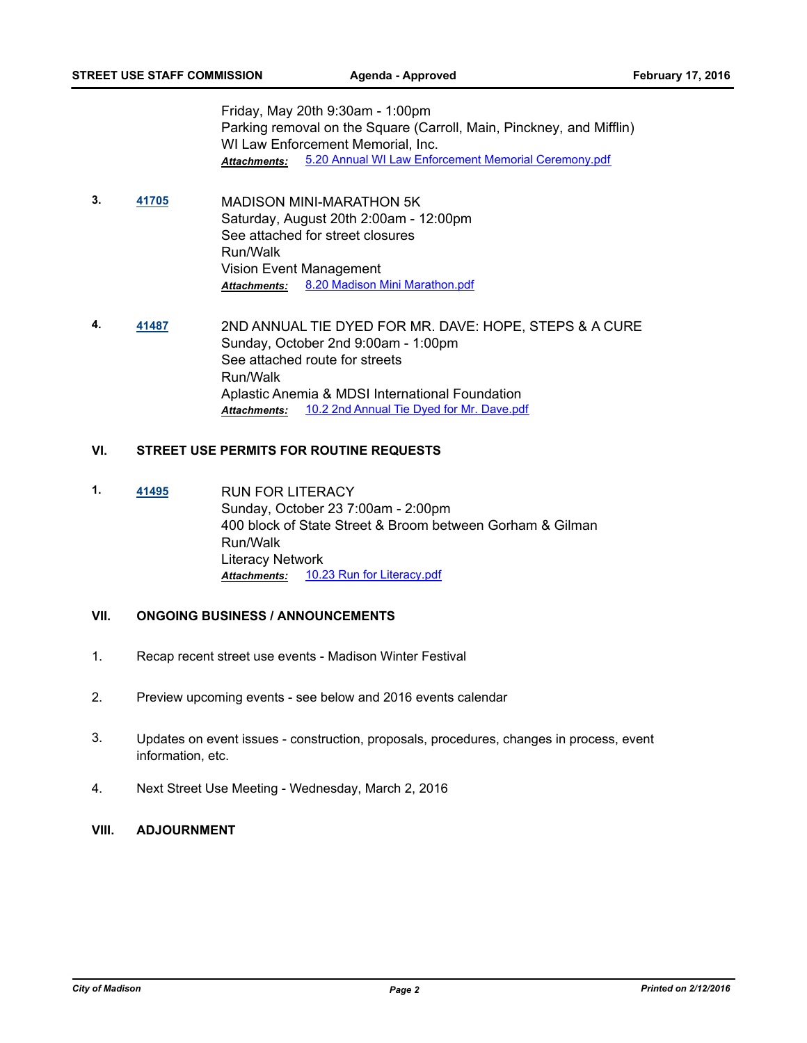Friday, May 20th 9:30am - 1:00pm
Parking removal on the Square (Carroll, Main, Pinckney, and Mifflin)
WI Law Enforcement Memorial, Inc.
***Attachments:*** 5.20 Annual WI Law Enforcement Memorial Ceremony.pdf

**3.** **41705** MADISON MINI-MARATHON 5K
Saturday, August 20th 2:00am - 12:00pm
See attached for street closures
Run/Walk
Vision Event Management
***Attachments:*** 8.20 Madison Mini Marathon.pdf

**4.** **41487** 2ND ANNUAL TIE DYED FOR MR. DAVE: HOPE, STEPS & A CURE
Sunday, October 2nd 9:00am - 1:00pm
See attached route for streets
Run/Walk
Aplastic Anemia & MDSI International Foundation
***Attachments:*** 10.2 2nd Annual Tie Dyed for Mr. Dave.pdf

## VI. STREET USE PERMITS FOR ROUTINE REQUESTS

**1.** **41495** RUN FOR LITERACY
Sunday, October 23 7:00am - 2:00pm
400 block of State Street & Broom between Gorham & Gilman
Run/Walk
Literacy Network
***Attachments:*** 10.23 Run for Literacy.pdf

## VII. ONGOING BUSINESS / ANNOUNCEMENTS

1. Recap recent street use events - Madison Winter Festival

2. Preview upcoming events - see below and 2016 events calendar

3. Updates on event issues - construction, proposals, procedures, changes in process, event information, etc.

4. Next Street Use Meeting - Wednesday, March 2, 2016

## VIII. ADJOURNMENT